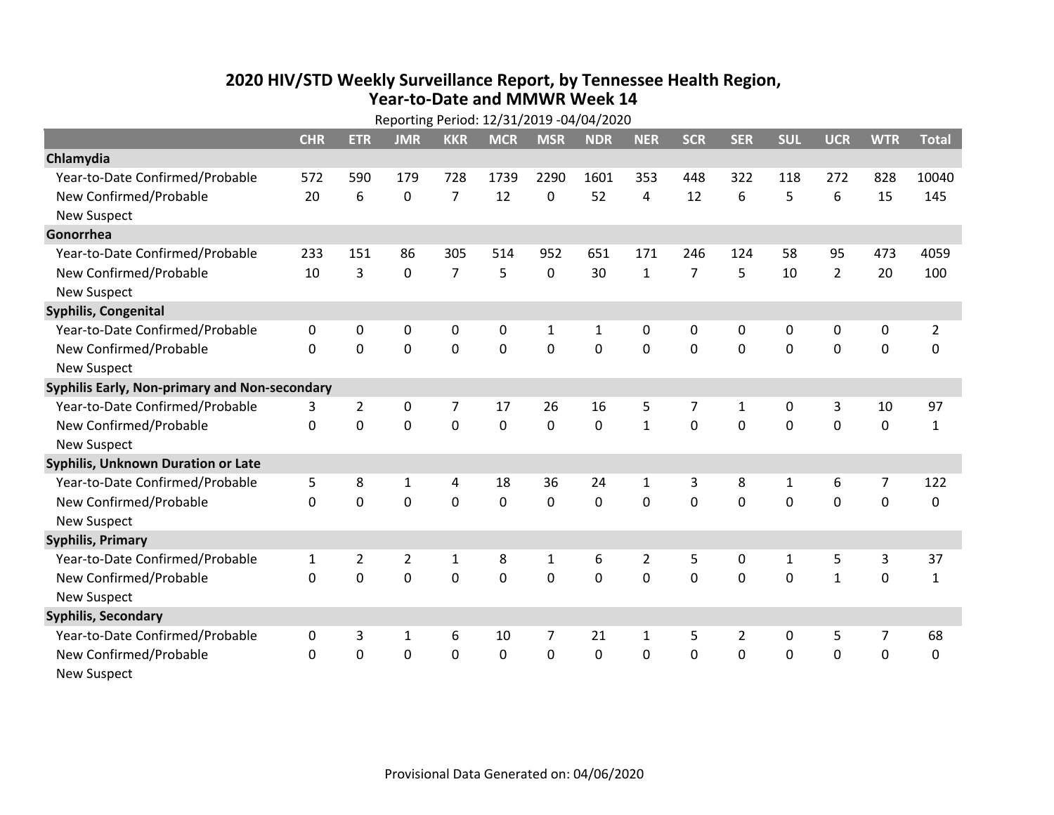# 2020 HIV/STD Weekly Surveillance Report, by Tennessee Health Region, Year-to-Date and MMWR Week 14

Reporting Period: 12/31/2019 -04/04/2020

| | CHR | ETR | JMR | KKR | MCR | MSR | NDR | NER | SCR | SER | SUL | UCR | WTR | Total |
|---|---|---|---|---|---|---|---|---|---|---|---|---|---|---|
| **Chlamydia** | | | | | | | | | | | | | | |
| Year-to-Date Confirmed/Probable | 572 | 590 | 179 | 728 | 1739 | 2290 | 1601 | 353 | 448 | 322 | 118 | 272 | 828 | 10040 |
| New Confirmed/Probable | 20 | 6 | 0 | 7 | 12 | 0 | 52 | 4 | 12 | 6 | 5 | 6 | 15 | 145 |
| New Suspect | | | | | | | | | | | | | | |
| **Gonorrhea** | | | | | | | | | | | | | | |
| Year-to-Date Confirmed/Probable | 233 | 151 | 86 | 305 | 514 | 952 | 651 | 171 | 246 | 124 | 58 | 95 | 473 | 4059 |
| New Confirmed/Probable | 10 | 3 | 0 | 7 | 5 | 0 | 30 | 1 | 7 | 5 | 10 | 2 | 20 | 100 |
| New Suspect | | | | | | | | | | | | | | |
| **Syphilis, Congenital** | | | | | | | | | | | | | | |
| Year-to-Date Confirmed/Probable | 0 | 0 | 0 | 0 | 0 | 1 | 1 | 0 | 0 | 0 | 0 | 0 | 0 | 2 |
| New Confirmed/Probable | 0 | 0 | 0 | 0 | 0 | 0 | 0 | 0 | 0 | 0 | 0 | 0 | 0 | 0 |
| New Suspect | | | | | | | | | | | | | | |
| **Syphilis Early, Non-primary and Non-secondary** | | | | | | | | | | | | | | |
| Year-to-Date Confirmed/Probable | 3 | 2 | 0 | 7 | 17 | 26 | 16 | 5 | 7 | 1 | 0 | 3 | 10 | 97 |
| New Confirmed/Probable | 0 | 0 | 0 | 0 | 0 | 0 | 0 | 1 | 0 | 0 | 0 | 0 | 0 | 1 |
| New Suspect | | | | | | | | | | | | | | |
| **Syphilis, Unknown Duration or Late** | | | | | | | | | | | | | | |
| Year-to-Date Confirmed/Probable | 5 | 8 | 1 | 4 | 18 | 36 | 24 | 1 | 3 | 8 | 1 | 6 | 7 | 122 |
| New Confirmed/Probable | 0 | 0 | 0 | 0 | 0 | 0 | 0 | 0 | 0 | 0 | 0 | 0 | 0 | 0 |
| New Suspect | | | | | | | | | | | | | | |
| **Syphilis, Primary** | | | | | | | | | | | | | | |
| Year-to-Date Confirmed/Probable | 1 | 2 | 2 | 1 | 8 | 1 | 6 | 2 | 5 | 0 | 1 | 5 | 3 | 37 |
| New Confirmed/Probable | 0 | 0 | 0 | 0 | 0 | 0 | 0 | 0 | 0 | 0 | 0 | 1 | 0 | 1 |
| New Suspect | | | | | | | | | | | | | | |
| **Syphilis, Secondary** | | | | | | | | | | | | | | |
| Year-to-Date Confirmed/Probable | 0 | 3 | 1 | 6 | 10 | 7 | 21 | 1 | 5 | 2 | 0 | 5 | 7 | 68 |
| New Confirmed/Probable | 0 | 0 | 0 | 0 | 0 | 0 | 0 | 0 | 0 | 0 | 0 | 0 | 0 | 0 |
| New Suspect | | | | | | | | | | | | | | |

Provisional Data Generated on: 04/06/2020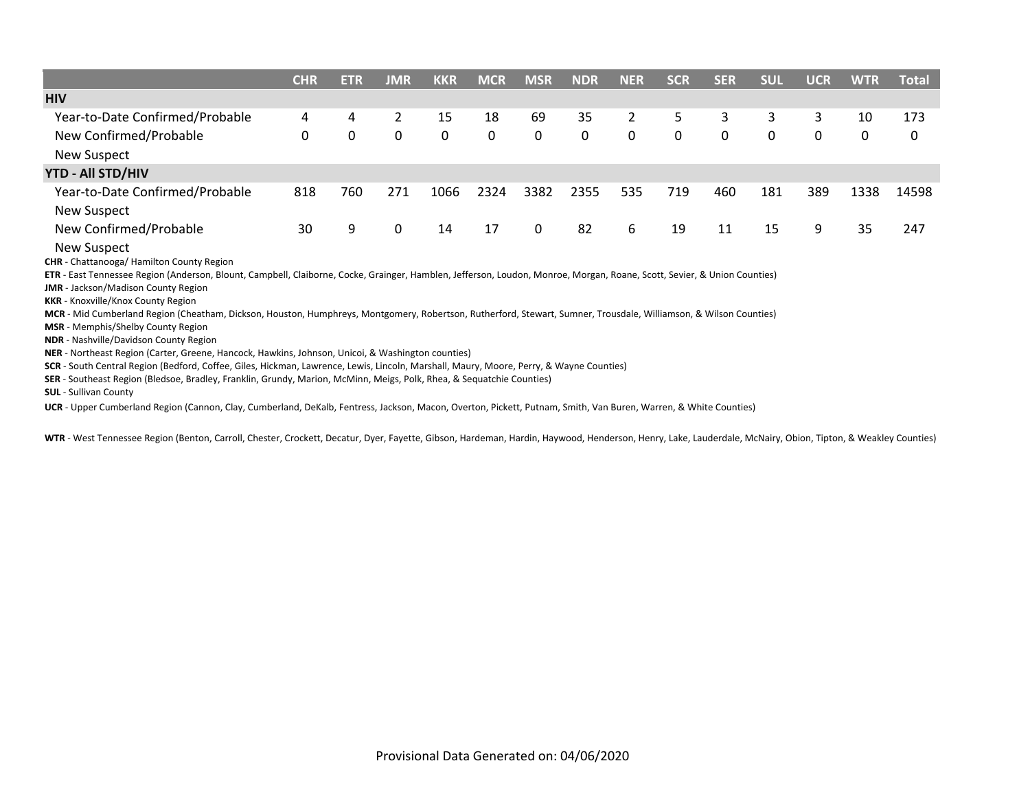| | CHR | ETR | JMR | KKR | MCR | MSR | NDR | NER | SCR | SER | SUL | UCR | WTR | Total |
|---|---|---|---|---|---|---|---|---|---|---|---|---|---|---|
| **HIV** | | | | | | | | | | | | | | |
| Year-to-Date Confirmed/Probable | 4 | 4 | 2 | 15 | 18 | 69 | 35 | 2 | 5 | 3 | 3 | 3 | 10 | 173 |
| New Confirmed/Probable | 0 | 0 | 0 | 0 | 0 | 0 | 0 | 0 | 0 | 0 | 0 | 0 | 0 | 0 |
| New Suspect | | | | | | | | | | | | | | |
| **YTD - All STD/HIV** | | | | | | | | | | | | | | |
| Year-to-Date Confirmed/Probable | 818 | 760 | 271 | 1066 | 2324 | 3382 | 2355 | 535 | 719 | 460 | 181 | 389 | 1338 | 14598 |
| New Suspect | | | | | | | | | | | | | | |
| New Confirmed/Probable | 30 | 9 | 0 | 14 | 17 | 0 | 82 | 6 | 19 | 11 | 15 | 9 | 35 | 247 |
| New Suspect | | | | | | | | | | | | | | |

**CHR** - Chattanooga/ Hamilton County Region

**ETR** - East Tennessee Region (Anderson, Blount, Campbell, Claiborne, Cocke, Grainger, Hamblen, Jefferson, Loudon, Monroe, Morgan, Roane, Scott, Sevier, & Union Counties)

**JMR** - Jackson/Madison County Region

**KKR** - Knoxville/Knox County Region

**MCR** - Mid Cumberland Region (Cheatham, Dickson, Houston, Humphreys, Montgomery, Robertson, Rutherford, Stewart, Sumner, Trousdale, Williamson, & Wilson Counties)

**MSR** - Memphis/Shelby County Region

**NDR** - Nashville/Davidson County Region

**NER** - Northeast Region (Carter, Greene, Hancock, Hawkins, Johnson, Unicoi, & Washington counties)

**SCR** - South Central Region (Bedford, Coffee, Giles, Hickman, Lawrence, Lewis, Lincoln, Marshall, Maury, Moore, Perry, & Wayne Counties)

**SER** - Southeast Region (Bledsoe, Bradley, Franklin, Grundy, Marion, McMinn, Meigs, Polk, Rhea, & Sequatchie Counties)

**SUL** - Sullivan County

**UCR** - Upper Cumberland Region (Cannon, Clay, Cumberland, DeKalb, Fentress, Jackson, Macon, Overton, Pickett, Putnam, Smith, Van Buren, Warren, & White Counties)

**WTR** - West Tennessee Region (Benton, Carroll, Chester, Crockett, Decatur, Dyer, Fayette, Gibson, Hardeman, Hardin, Haywood, Henderson, Henry, Lake, Lauderdale, McNairy, Obion, Tipton, & Weakley Counties)

Provisional Data Generated on: 04/06/2020